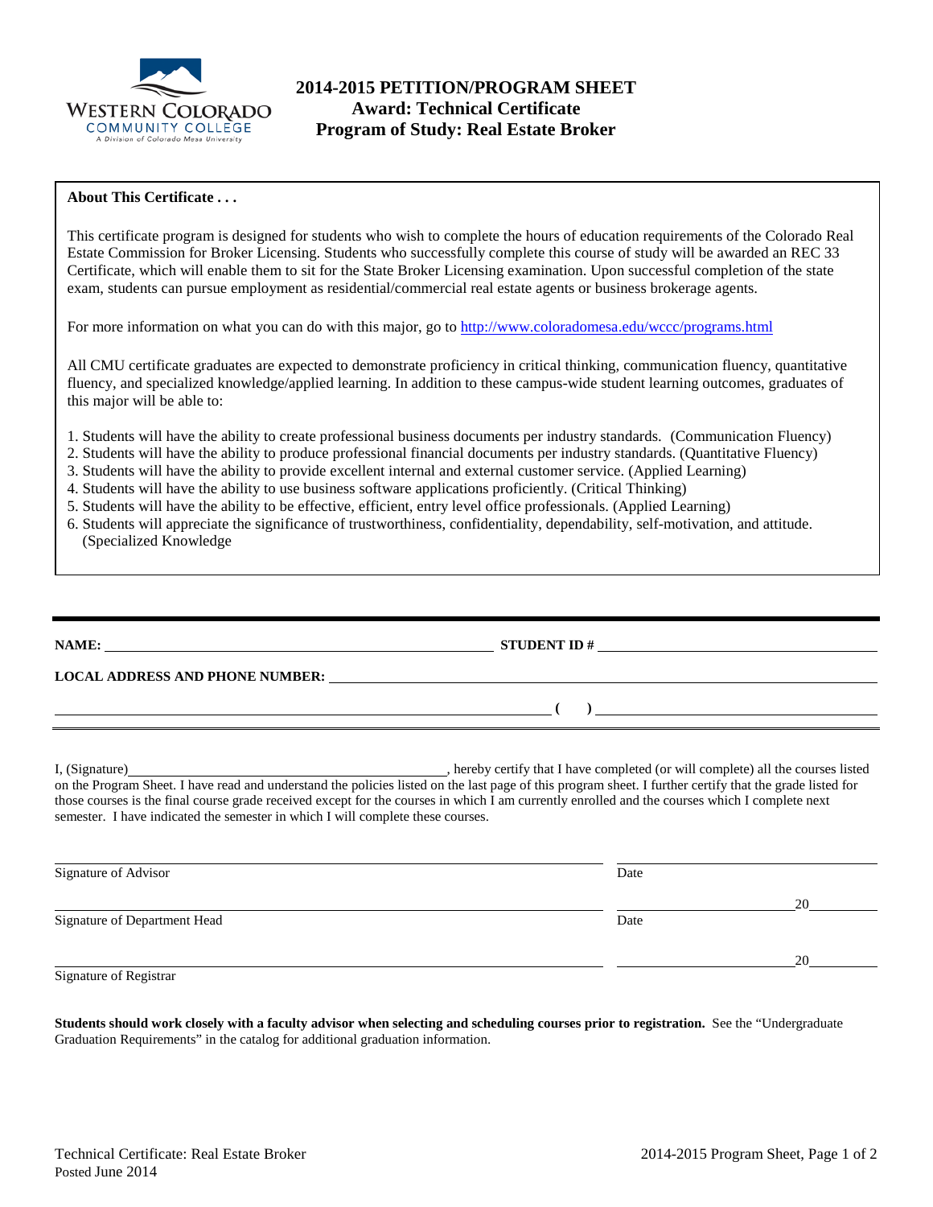# 2014-2015 PETITION/PROGRAM SHEET
## Award: Technical Certificate
## Program of Study: Real Estate Broker

**About This Certificate . . .**

This certificate program is designed for students who wish to complete the hours of education requirements of the Colorado Real Estate Commission for Broker Licensing. Students who successfully complete this course of study will be awarded an REC 33 Certificate, which will enable them to sit for the State Broker Licensing examination. Upon successful completion of the state exam, students can pursue employment as residential/commercial real estate agents or business brokerage agents.

For more information on what you can do with this major, go to http://www.coloradomesa.edu/wccc/programs.html

All CMU certificate graduates are expected to demonstrate proficiency in critical thinking, communication fluency, quantitative fluency, and specialized knowledge/applied learning. In addition to these campus-wide student learning outcomes, graduates of this major will be able to:

1. Students will have the ability to create professional business documents per industry standards. (Communication Fluency)
2. Students will have the ability to produce professional financial documents per industry standards. (Quantitative Fluency)
3. Students will have the ability to provide excellent internal and external customer service. (Applied Learning)
4. Students will have the ability to use business software applications proficiently. (Critical Thinking)
5. Students will have the ability to be effective, efficient, entry level office professionals. (Applied Learning)
6. Students will appreciate the significance of trustworthiness, confidentiality, dependability, self-motivation, and attitude. (Specialized Knowledge

---

**NAME:** ______________________ **STUDENT ID #** ______________________

**LOCAL ADDRESS AND PHONE NUMBER:** ______________________

______________________ **( )** ______________________

I, (Signature)______________________, hereby certify that I have completed (or will complete) all the courses listed on the Program Sheet. I have read and understand the policies listed on the last page of this program sheet. I further certify that the grade listed for those courses is the final course grade received except for the courses in which I am currently enrolled and the courses which I complete next semester. I have indicated the semester in which I will complete these courses.

______________________ ______________________
Signature of Advisor Date

______________________ ______________20______
Signature of Department Head Date

______________________ ______________20______
Signature of Registrar

**Students should work closely with a faculty advisor when selecting and scheduling courses prior to registration.** See the "Undergraduate Graduation Requirements" in the catalog for additional graduation information.

Technical Certificate: Real Estate Broker
Posted June 2014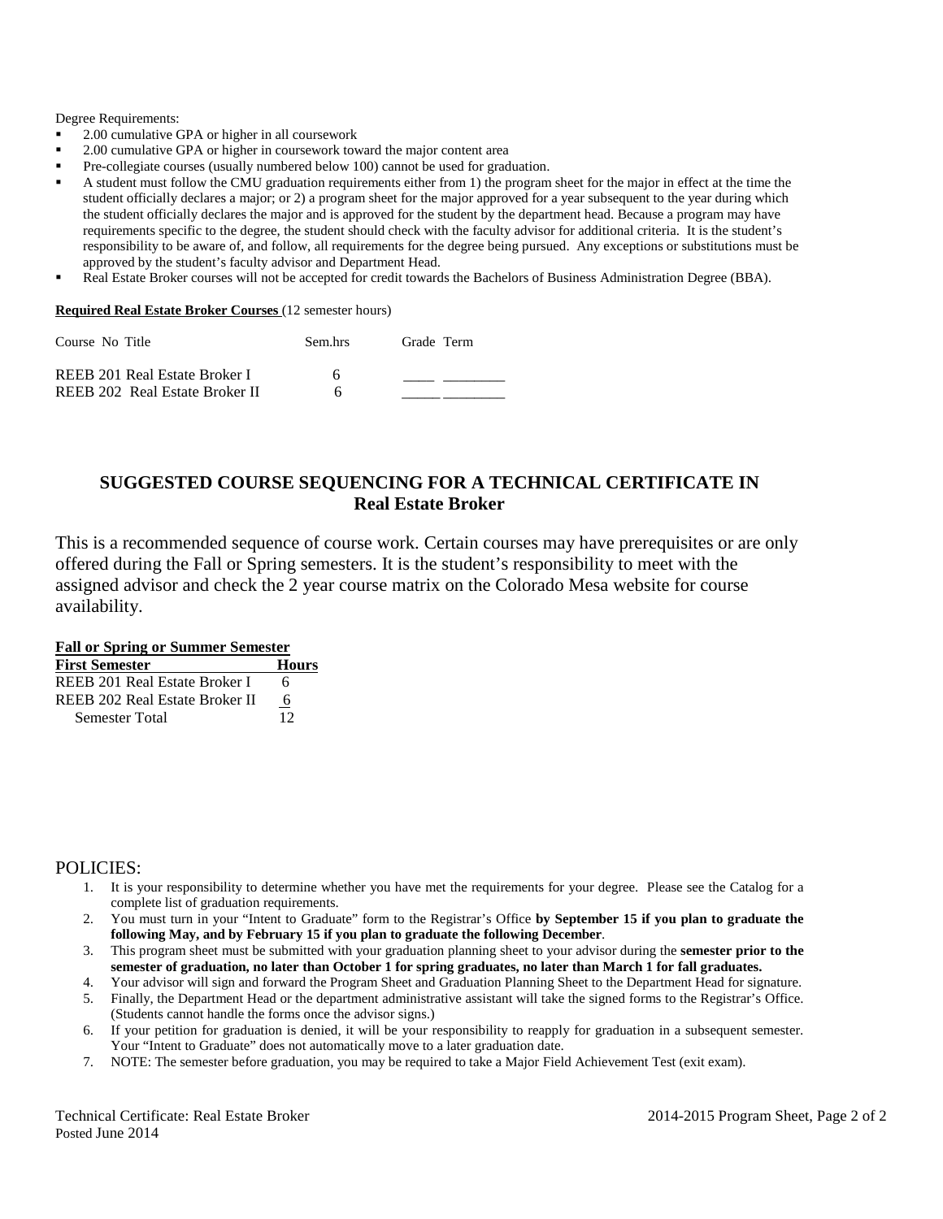Degree Requirements:

- 2.00 cumulative GPA or higher in all coursework
- 2.00 cumulative GPA or higher in coursework toward the major content area
- Pre-collegiate courses (usually numbered below 100) cannot be used for graduation.
- A student must follow the CMU graduation requirements either from 1) the program sheet for the major in effect at the time the student officially declares a major; or 2) a program sheet for the major approved for a year subsequent to the year during which the student officially declares the major and is approved for the student by the department head. Because a program may have requirements specific to the degree, the student should check with the faculty advisor for additional criteria. It is the student's responsibility to be aware of, and follow, all requirements for the degree being pursued. Any exceptions or substitutions must be approved by the student's faculty advisor and Department Head.
- Real Estate Broker courses will not be accepted for credit towards the Bachelors of Business Administration Degree (BBA).

**Required Real Estate Broker Courses** (12 semester hours)

| Course No Title | Sem.hrs | Grade | Term |
|---|---|---|---|
| REEB 201 Real Estate Broker I | 6 | ____ | ________ |
| REEB 202 Real Estate Broker II | 6 | _____ | ________ |

## SUGGESTED COURSE SEQUENCING FOR A TECHNICAL CERTIFICATE IN Real Estate Broker

This is a recommended sequence of course work. Certain courses may have prerequisites or are only offered during the Fall or Spring semesters. It is the student's responsibility to meet with the assigned advisor and check the 2 year course matrix on the Colorado Mesa website for course availability.

**Fall or Spring or Summer Semester**

| First Semester | Hours |
|---|---|
| REEB 201 Real Estate Broker I | 6 |
| REEB 202 Real Estate Broker II | 6 |
| Semester Total | 12 |

POLICIES:

1. It is your responsibility to determine whether you have met the requirements for your degree. Please see the Catalog for a complete list of graduation requirements.
2. You must turn in your "Intent to Graduate" form to the Registrar's Office **by September 15 if you plan to graduate the following May, and by February 15 if you plan to graduate the following December**.
3. This program sheet must be submitted with your graduation planning sheet to your advisor during the **semester prior to the semester of graduation, no later than October 1 for spring graduates, no later than March 1 for fall graduates.**
4. Your advisor will sign and forward the Program Sheet and Graduation Planning Sheet to the Department Head for signature.
5. Finally, the Department Head or the department administrative assistant will take the signed forms to the Registrar's Office. (Students cannot handle the forms once the advisor signs.)
6. If your petition for graduation is denied, it will be your responsibility to reapply for graduation in a subsequent semester. Your "Intent to Graduate" does not automatically move to a later graduation date.
7. NOTE: The semester before graduation, you may be required to take a Major Field Achievement Test (exit exam).

Technical Certificate: Real Estate Broker
Posted June 2014